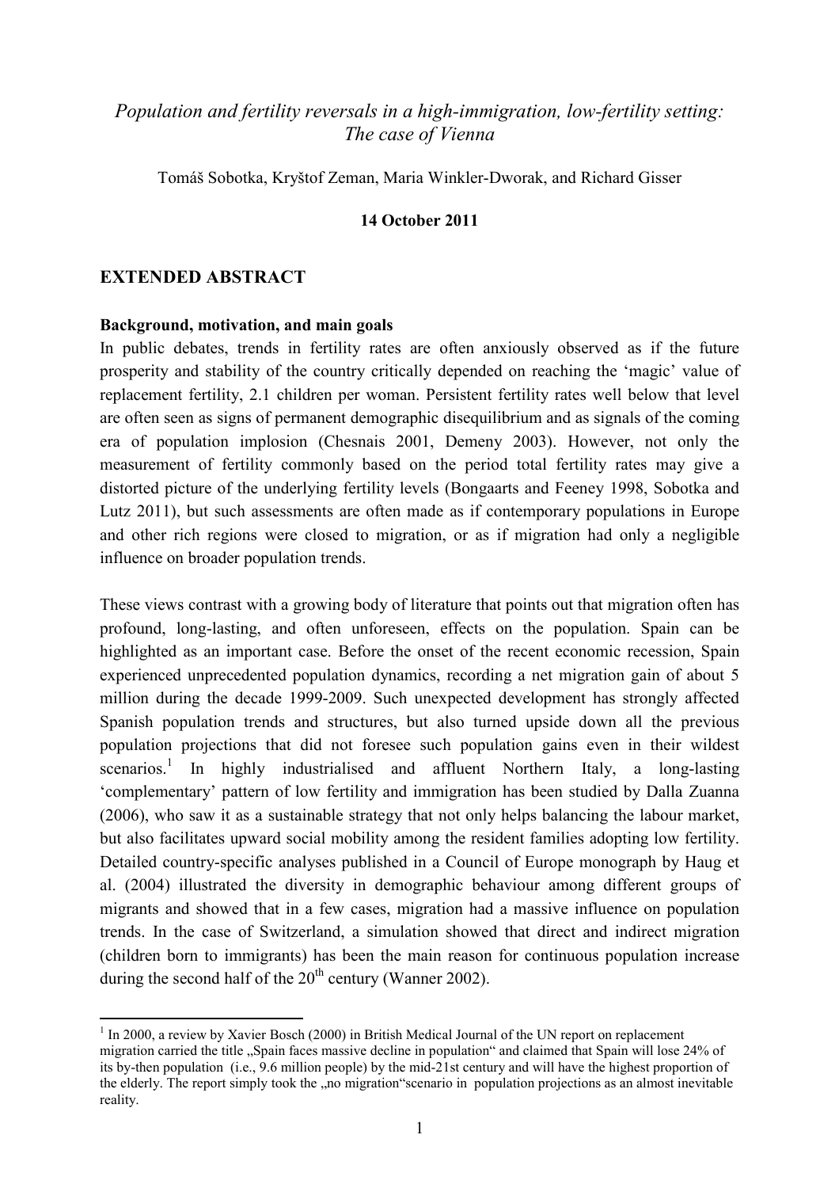*Population and fertility reversals in a high-immigration, low-fertility setting: The case of Vienna*

Tomáš Sobotka, Kryštof Zeman, Maria Winkler-Dworak, and Richard Gisser

**14 October 2011**

## EXTENDED ABSTRACT

**Background, motivation, and main goals**

In public debates, trends in fertility rates are often anxiously observed as if the future prosperity and stability of the country critically depended on reaching the 'magic' value of replacement fertility, 2.1 children per woman. Persistent fertility rates well below that level are often seen as signs of permanent demographic disequilibrium and as signals of the coming era of population implosion (Chesnais 2001, Demeny 2003). However, not only the measurement of fertility commonly based on the period total fertility rates may give a distorted picture of the underlying fertility levels (Bongaarts and Feeney 1998, Sobotka and Lutz 2011), but such assessments are often made as if contemporary populations in Europe and other rich regions were closed to migration, or as if migration had only a negligible influence on broader population trends.

These views contrast with a growing body of literature that points out that migration often has profound, long-lasting, and often unforeseen, effects on the population. Spain can be highlighted as an important case. Before the onset of the recent economic recession, Spain experienced unprecedented population dynamics, recording a net migration gain of about 5 million during the decade 1999-2009. Such unexpected development has strongly affected Spanish population trends and structures, but also turned upside down all the previous population projections that did not foresee such population gains even in their wildest scenarios.[1] In highly industrialised and affluent Northern Italy, a long-lasting 'complementary' pattern of low fertility and immigration has been studied by Dalla Zuanna (2006), who saw it as a sustainable strategy that not only helps balancing the labour market, but also facilitates upward social mobility among the resident families adopting low fertility. Detailed country-specific analyses published in a Council of Europe monograph by Haug et al. (2004) illustrated the diversity in demographic behaviour among different groups of migrants and showed that in a few cases, migration had a massive influence on population trends. In the case of Switzerland, a simulation showed that direct and indirect migration (children born to immigrants) has been the main reason for continuous population increase during the second half of the 20th century (Wanner 2002).

[1] In 2000, a review by Xavier Bosch (2000) in British Medical Journal of the UN report on replacement migration carried the title „Spain faces massive decline in population" and claimed that Spain will lose 24% of its by-then population (i.e., 9.6 million people) by the mid-21st century and will have the highest proportion of the elderly. The report simply took the „no migration"scenario in population projections as an almost inevitable reality.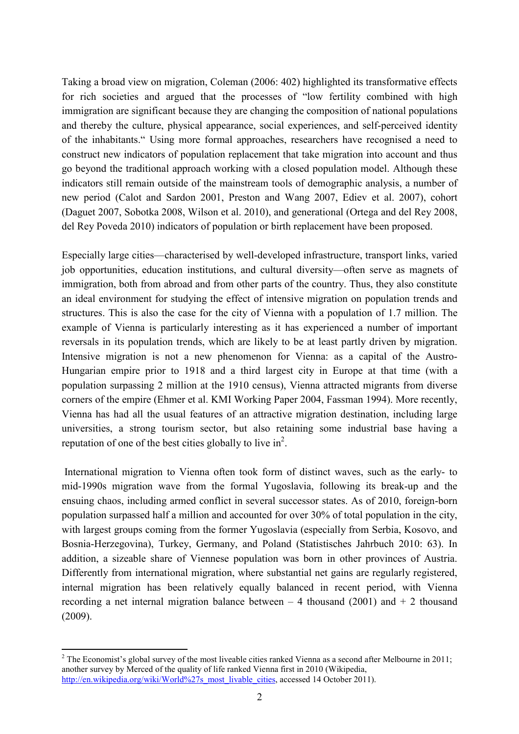Taking a broad view on migration, Coleman (2006: 402) highlighted its transformative effects for rich societies and argued that the processes of "low fertility combined with high immigration are significant because they are changing the composition of national populations and thereby the culture, physical appearance, social experiences, and self-perceived identity of the inhabitants." Using more formal approaches, researchers have recognised a need to construct new indicators of population replacement that take migration into account and thus go beyond the traditional approach working with a closed population model. Although these indicators still remain outside of the mainstream tools of demographic analysis, a number of new period (Calot and Sardon 2001, Preston and Wang 2007, Ediev et al. 2007), cohort (Daguet 2007, Sobotka 2008, Wilson et al. 2010), and generational (Ortega and del Rey 2008, del Rey Poveda 2010) indicators of population or birth replacement have been proposed.

Especially large cities—characterised by well-developed infrastructure, transport links, varied job opportunities, education institutions, and cultural diversity—often serve as magnets of immigration, both from abroad and from other parts of the country. Thus, they also constitute an ideal environment for studying the effect of intensive migration on population trends and structures. This is also the case for the city of Vienna with a population of 1.7 million. The example of Vienna is particularly interesting as it has experienced a number of important reversals in its population trends, which are likely to be at least partly driven by migration. Intensive migration is not a new phenomenon for Vienna: as a capital of the Austro-Hungarian empire prior to 1918 and a third largest city in Europe at that time (with a population surpassing 2 million at the 1910 census), Vienna attracted migrants from diverse corners of the empire (Ehmer et al. KMI Working Paper 2004, Fassman 1994). More recently, Vienna has had all the usual features of an attractive migration destination, including large universities, a strong tourism sector, but also retaining some industrial base having a reputation of one of the best cities globally to live in[2].

International migration to Vienna often took form of distinct waves, such as the early- to mid-1990s migration wave from the formal Yugoslavia, following its break-up and the ensuing chaos, including armed conflict in several successor states. As of 2010, foreign-born population surpassed half a million and accounted for over 30% of total population in the city, with largest groups coming from the former Yugoslavia (especially from Serbia, Kosovo, and Bosnia-Herzegovina), Turkey, Germany, and Poland (Statistisches Jahrbuch 2010: 63). In addition, a sizeable share of Viennese population was born in other provinces of Austria. Differently from international migration, where substantial net gains are regularly registered, internal migration has been relatively equally balanced in recent period, with Vienna recording a net internal migration balance between – 4 thousand (2001) and + 2 thousand (2009).

[2] The Economist's global survey of the most liveable cities ranked Vienna as a second after Melbourne in 2011; another survey by Merced of the quality of life ranked Vienna first in 2010 (Wikipedia, http://en.wikipedia.org/wiki/World%27s_most_livable_cities, accessed 14 October 2011).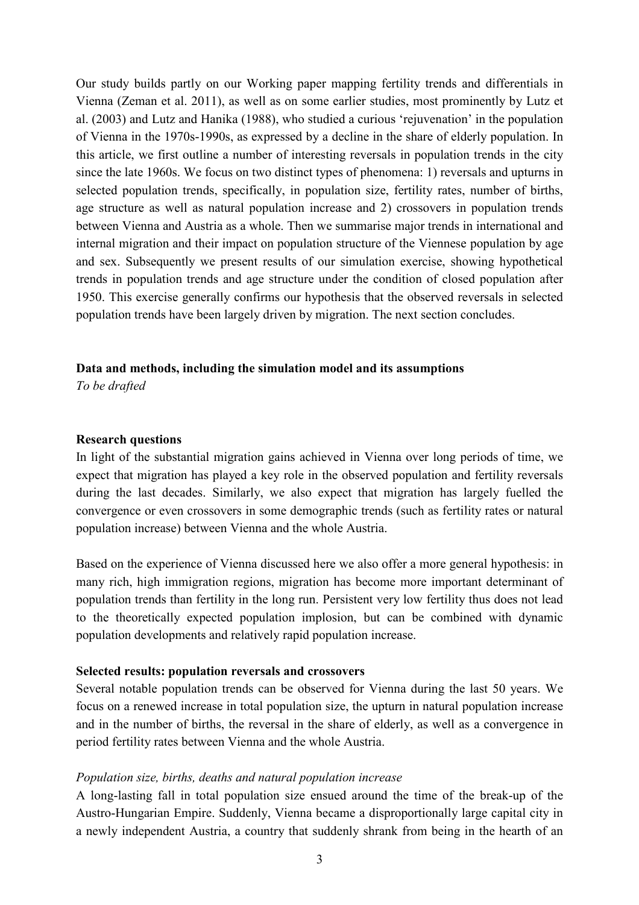Our study builds partly on our Working paper mapping fertility trends and differentials in Vienna (Zeman et al. 2011), as well as on some earlier studies, most prominently by Lutz et al. (2003) and Lutz and Hanika (1988), who studied a curious 'rejuvenation' in the population of Vienna in the 1970s-1990s, as expressed by a decline in the share of elderly population. In this article, we first outline a number of interesting reversals in population trends in the city since the late 1960s. We focus on two distinct types of phenomena: 1) reversals and upturns in selected population trends, specifically, in population size, fertility rates, number of births, age structure as well as natural population increase and 2) crossovers in population trends between Vienna and Austria as a whole. Then we summarise major trends in international and internal migration and their impact on population structure of the Viennese population by age and sex. Subsequently we present results of our simulation exercise, showing hypothetical trends in population trends and age structure under the condition of closed population after 1950. This exercise generally confirms our hypothesis that the observed reversals in selected population trends have been largely driven by migration. The next section concludes.

**Data and methods, including the simulation model and its assumptions**

*To be drafted*

**Research questions**

In light of the substantial migration gains achieved in Vienna over long periods of time, we expect that migration has played a key role in the observed population and fertility reversals during the last decades. Similarly, we also expect that migration has largely fuelled the convergence or even crossovers in some demographic trends (such as fertility rates or natural population increase) between Vienna and the whole Austria.

Based on the experience of Vienna discussed here we also offer a more general hypothesis: in many rich, high immigration regions, migration has become more important determinant of population trends than fertility in the long run. Persistent very low fertility thus does not lead to the theoretically expected population implosion, but can be combined with dynamic population developments and relatively rapid population increase.

**Selected results: population reversals and crossovers**

Several notable population trends can be observed for Vienna during the last 50 years. We focus on a renewed increase in total population size, the upturn in natural population increase and in the number of births, the reversal in the share of elderly, as well as a convergence in period fertility rates between Vienna and the whole Austria.

*Population size, births, deaths and natural population increase*

A long-lasting fall in total population size ensued around the time of the break-up of the Austro-Hungarian Empire. Suddenly, Vienna became a disproportionally large capital city in a newly independent Austria, a country that suddenly shrank from being in the hearth of an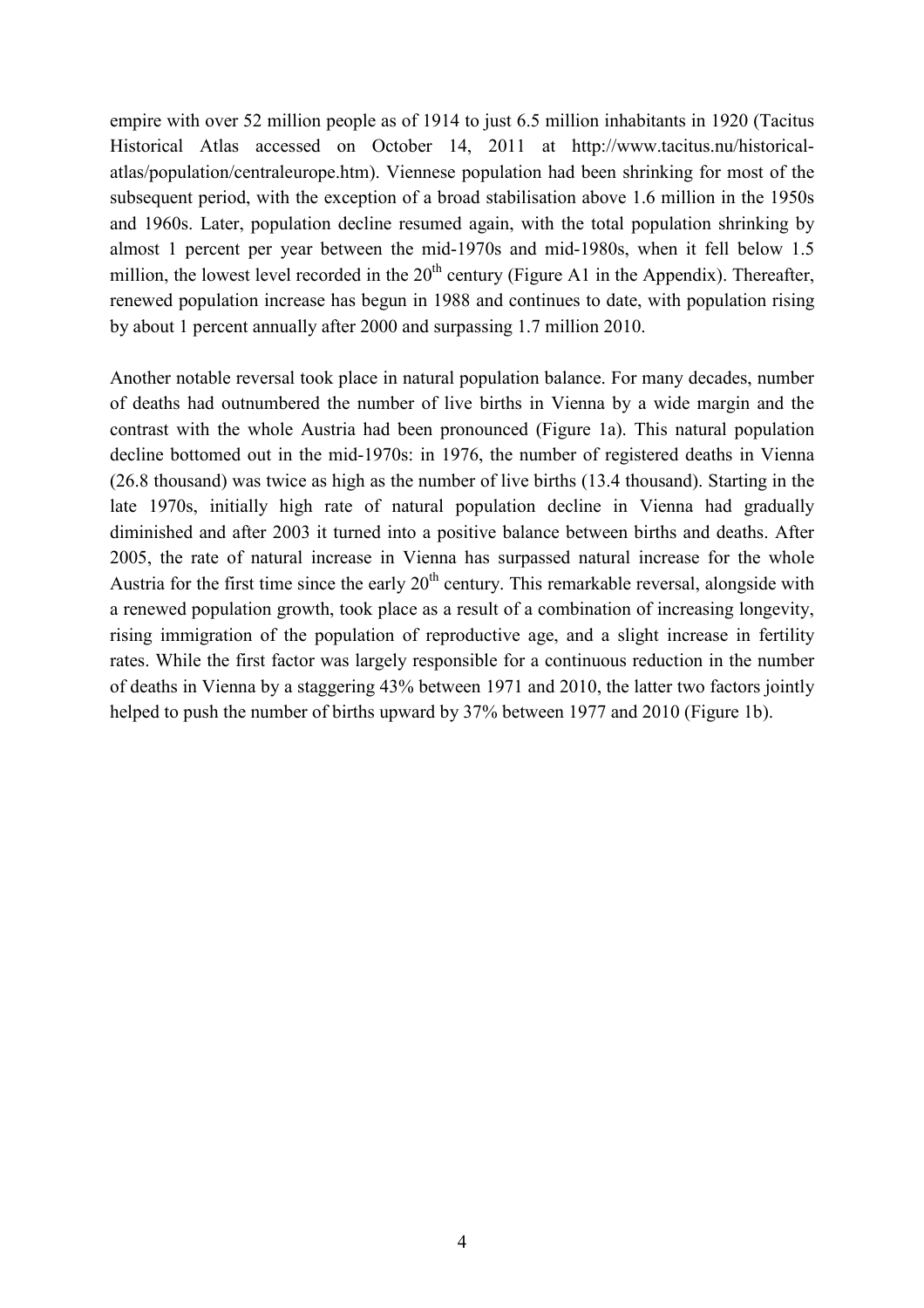empire with over 52 million people as of 1914 to just 6.5 million inhabitants in 1920 (Tacitus Historical Atlas accessed on October 14, 2011 at http://www.tacitus.nu/historical-atlas/population/centraleurope.htm). Viennese population had been shrinking for most of the subsequent period, with the exception of a broad stabilisation above 1.6 million in the 1950s and 1960s. Later, population decline resumed again, with the total population shrinking by almost 1 percent per year between the mid-1970s and mid-1980s, when it fell below 1.5 million, the lowest level recorded in the 20th century (Figure A1 in the Appendix). Thereafter, renewed population increase has begun in 1988 and continues to date, with population rising by about 1 percent annually after 2000 and surpassing 1.7 million 2010.

Another notable reversal took place in natural population balance. For many decades, number of deaths had outnumbered the number of live births in Vienna by a wide margin and the contrast with the whole Austria had been pronounced (Figure 1a). This natural population decline bottomed out in the mid-1970s: in 1976, the number of registered deaths in Vienna (26.8 thousand) was twice as high as the number of live births (13.4 thousand). Starting in the late 1970s, initially high rate of natural population decline in Vienna had gradually diminished and after 2003 it turned into a positive balance between births and deaths. After 2005, the rate of natural increase in Vienna has surpassed natural increase for the whole Austria for the first time since the early 20th century. This remarkable reversal, alongside with a renewed population growth, took place as a result of a combination of increasing longevity, rising immigration of the population of reproductive age, and a slight increase in fertility rates. While the first factor was largely responsible for a continuous reduction in the number of deaths in Vienna by a staggering 43% between 1971 and 2010, the latter two factors jointly helped to push the number of births upward by 37% between 1977 and 2010 (Figure 1b).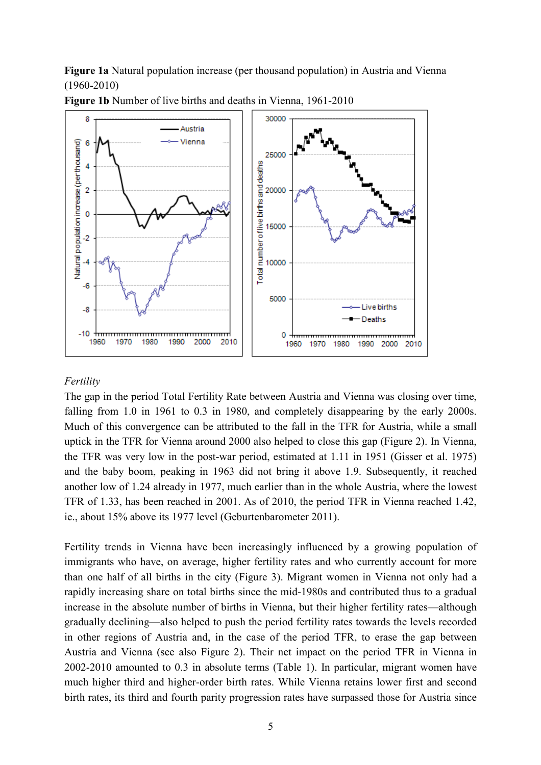**Figure 1a** Natural population increase (per thousand population) in Austria and Vienna (1960-2010)

**Figure 1b** Number of live births and deaths in Vienna, 1961-2010

*Fertility*

The gap in the period Total Fertility Rate between Austria and Vienna was closing over time, falling from 1.0 in 1961 to 0.3 in 1980, and completely disappearing by the early 2000s. Much of this convergence can be attributed to the fall in the TFR for Austria, while a small uptick in the TFR for Vienna around 2000 also helped to close this gap (Figure 2). In Vienna, the TFR was very low in the post-war period, estimated at 1.11 in 1951 (Gisser et al. 1975) and the baby boom, peaking in 1963 did not bring it above 1.9. Subsequently, it reached another low of 1.24 already in 1977, much earlier than in the whole Austria, where the lowest TFR of 1.33, has been reached in 2001. As of 2010, the period TFR in Vienna reached 1.42, ie., about 15% above its 1977 level (Geburtenbarometer 2011).

Fertility trends in Vienna have been increasingly influenced by a growing population of immigrants who have, on average, higher fertility rates and who currently account for more than one half of all births in the city (Figure 3). Migrant women in Vienna not only had a rapidly increasing share on total births since the mid-1980s and contributed thus to a gradual increase in the absolute number of births in Vienna, but their higher fertility rates—although gradually declining—also helped to push the period fertility rates towards the levels recorded in other regions of Austria and, in the case of the period TFR, to erase the gap between Austria and Vienna (see also Figure 2). Their net impact on the period TFR in Vienna in 2002-2010 amounted to 0.3 in absolute terms (Table 1). In particular, migrant women have much higher third and higher-order birth rates. While Vienna retains lower first and second birth rates, its third and fourth parity progression rates have surpassed those for Austria since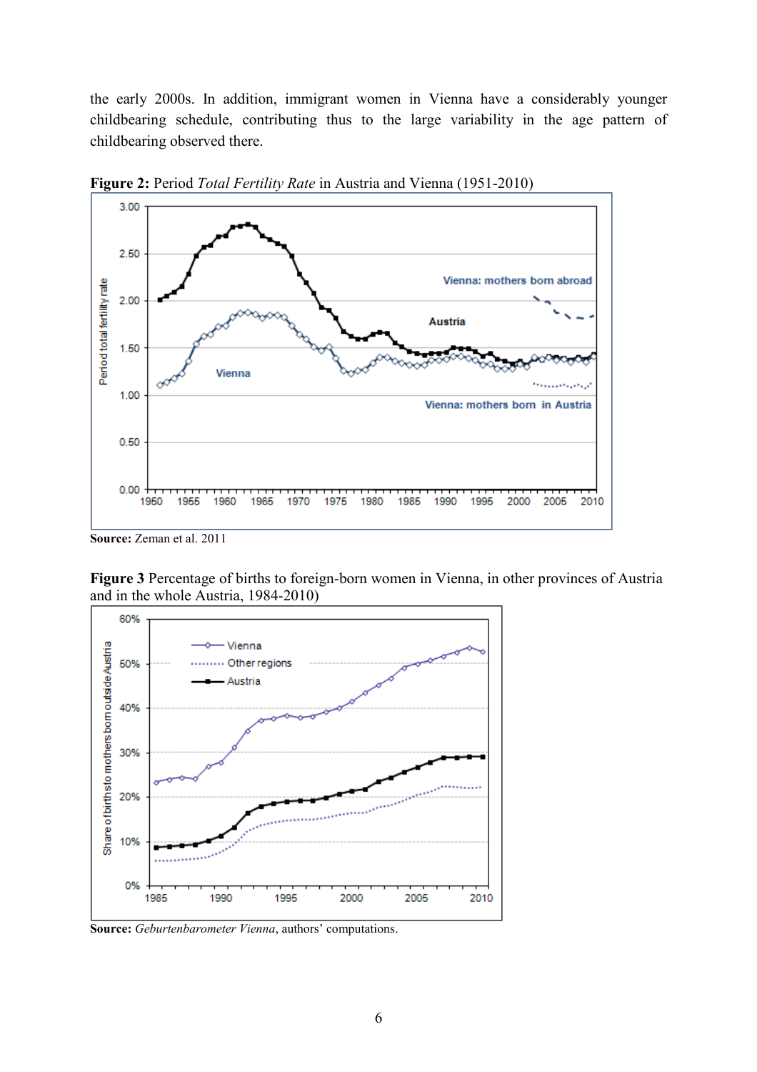the early 2000s. In addition, immigrant women in Vienna have a considerably younger childbearing schedule, contributing thus to the large variability in the age pattern of childbearing observed there.

**Figure 2:** Period *Total Fertility Rate* in Austria and Vienna (1951-2010)

**Source:** Zeman et al. 2011

**Figure 3** Percentage of births to foreign-born women in Vienna, in other provinces of Austria and in the whole Austria, 1984-2010)

**Source:** *Geburtenbarometer Vienna*, authors' computations.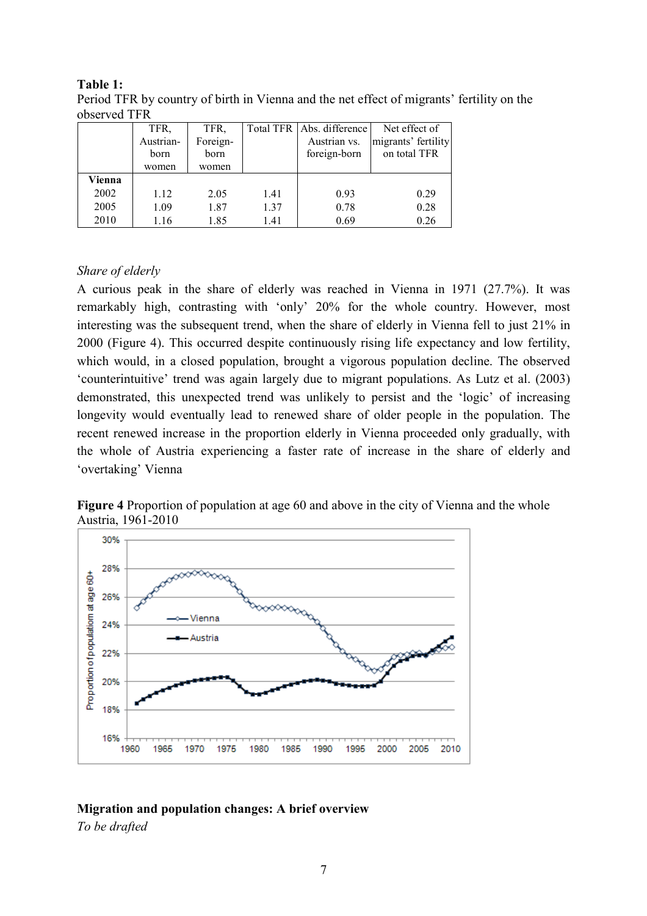**Table 1:**
Period TFR by country of birth in Vienna and the net effect of migrants' fertility on the observed TFR

| | TFR, Austrian-born women | TFR, Foreign-born women | Total TFR | Abs. difference Austrian vs. foreign-born | Net effect of migrants' fertility on total TFR |
|---|---|---|---|---|---|
| **Vienna** | | | | | |
| 2002 | 1.12 | 2.05 | 1.41 | 0.93 | 0.29 |
| 2005 | 1.09 | 1.87 | 1.37 | 0.78 | 0.28 |
| 2010 | 1.16 | 1.85 | 1.41 | 0.69 | 0.26 |

*Share of elderly*

A curious peak in the share of elderly was reached in Vienna in 1971 (27.7%). It was remarkably high, contrasting with 'only' 20% for the whole country. However, most interesting was the subsequent trend, when the share of elderly in Vienna fell to just 21% in 2000 (Figure 4). This occurred despite continuously rising life expectancy and low fertility, which would, in a closed population, brought a vigorous population decline. The observed 'counterintuitive' trend was again largely due to migrant populations. As Lutz et al. (2003) demonstrated, this unexpected trend was unlikely to persist and the 'logic' of increasing longevity would eventually lead to renewed share of older people in the population. The recent renewed increase in the proportion elderly in Vienna proceeded only gradually, with the whole of Austria experiencing a faster rate of increase in the share of elderly and 'overtaking' Vienna

**Figure 4** Proportion of population at age 60 and above in the city of Vienna and the whole Austria, 1961-2010

**Migration and population changes: A brief overview**

*To be drafted*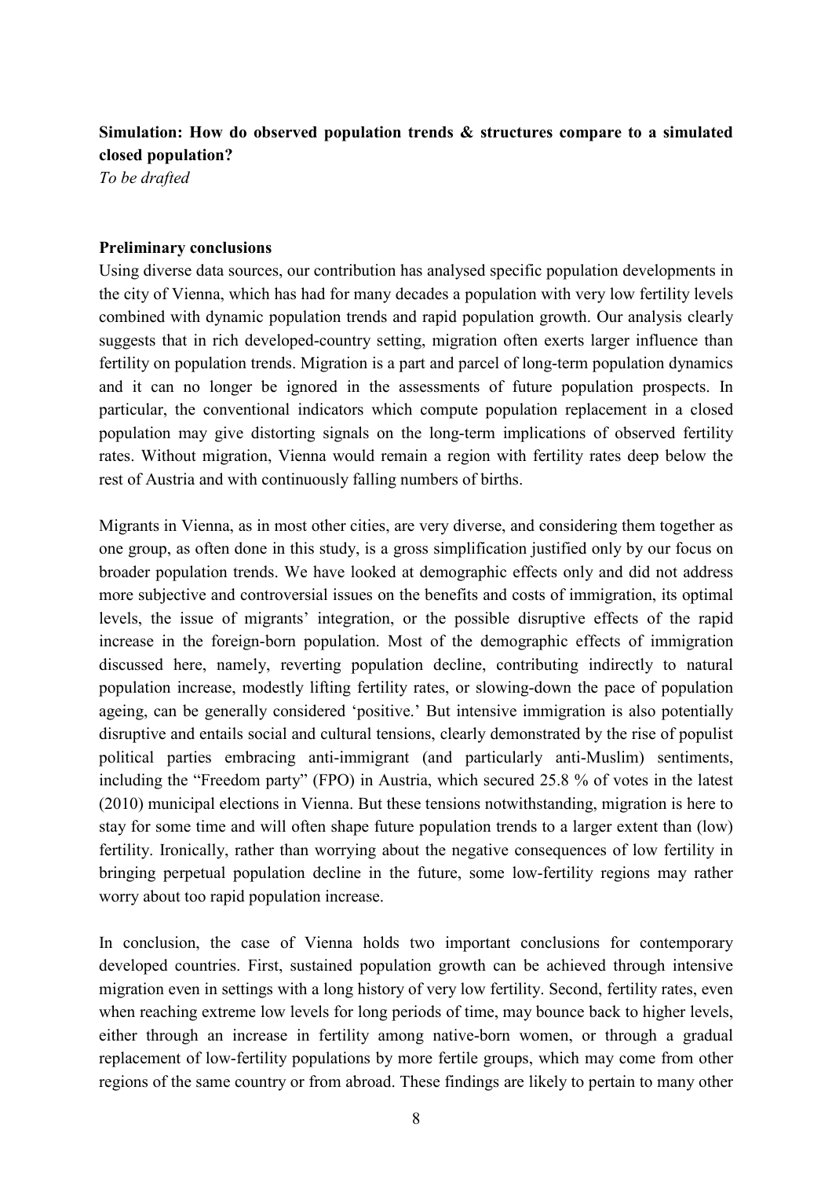**Simulation: How do observed population trends & structures compare to a simulated closed population?**

*To be drafted*

**Preliminary conclusions**

Using diverse data sources, our contribution has analysed specific population developments in the city of Vienna, which has had for many decades a population with very low fertility levels combined with dynamic population trends and rapid population growth. Our analysis clearly suggests that in rich developed-country setting, migration often exerts larger influence than fertility on population trends. Migration is a part and parcel of long-term population dynamics and it can no longer be ignored in the assessments of future population prospects. In particular, the conventional indicators which compute population replacement in a closed population may give distorting signals on the long-term implications of observed fertility rates. Without migration, Vienna would remain a region with fertility rates deep below the rest of Austria and with continuously falling numbers of births.

Migrants in Vienna, as in most other cities, are very diverse, and considering them together as one group, as often done in this study, is a gross simplification justified only by our focus on broader population trends. We have looked at demographic effects only and did not address more subjective and controversial issues on the benefits and costs of immigration, its optimal levels, the issue of migrants' integration, or the possible disruptive effects of the rapid increase in the foreign-born population. Most of the demographic effects of immigration discussed here, namely, reverting population decline, contributing indirectly to natural population increase, modestly lifting fertility rates, or slowing-down the pace of population ageing, can be generally considered 'positive.' But intensive immigration is also potentially disruptive and entails social and cultural tensions, clearly demonstrated by the rise of populist political parties embracing anti-immigrant (and particularly anti-Muslim) sentiments, including the "Freedom party" (FPO) in Austria, which secured 25.8 % of votes in the latest (2010) municipal elections in Vienna. But these tensions notwithstanding, migration is here to stay for some time and will often shape future population trends to a larger extent than (low) fertility. Ironically, rather than worrying about the negative consequences of low fertility in bringing perpetual population decline in the future, some low-fertility regions may rather worry about too rapid population increase.

In conclusion, the case of Vienna holds two important conclusions for contemporary developed countries. First, sustained population growth can be achieved through intensive migration even in settings with a long history of very low fertility. Second, fertility rates, even when reaching extreme low levels for long periods of time, may bounce back to higher levels, either through an increase in fertility among native-born women, or through a gradual replacement of low-fertility populations by more fertile groups, which may come from other regions of the same country or from abroad. These findings are likely to pertain to many other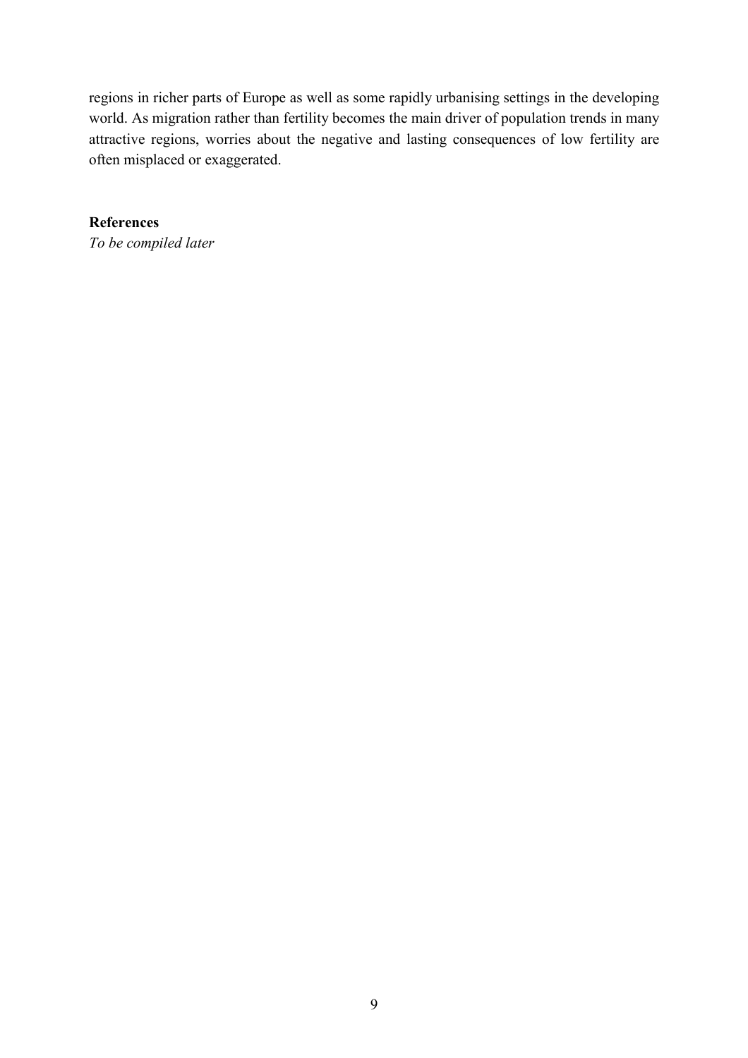regions in richer parts of Europe as well as some rapidly urbanising settings in the developing world. As migration rather than fertility becomes the main driver of population trends in many attractive regions, worries about the negative and lasting consequences of low fertility are often misplaced or exaggerated.

## References

*To be compiled later*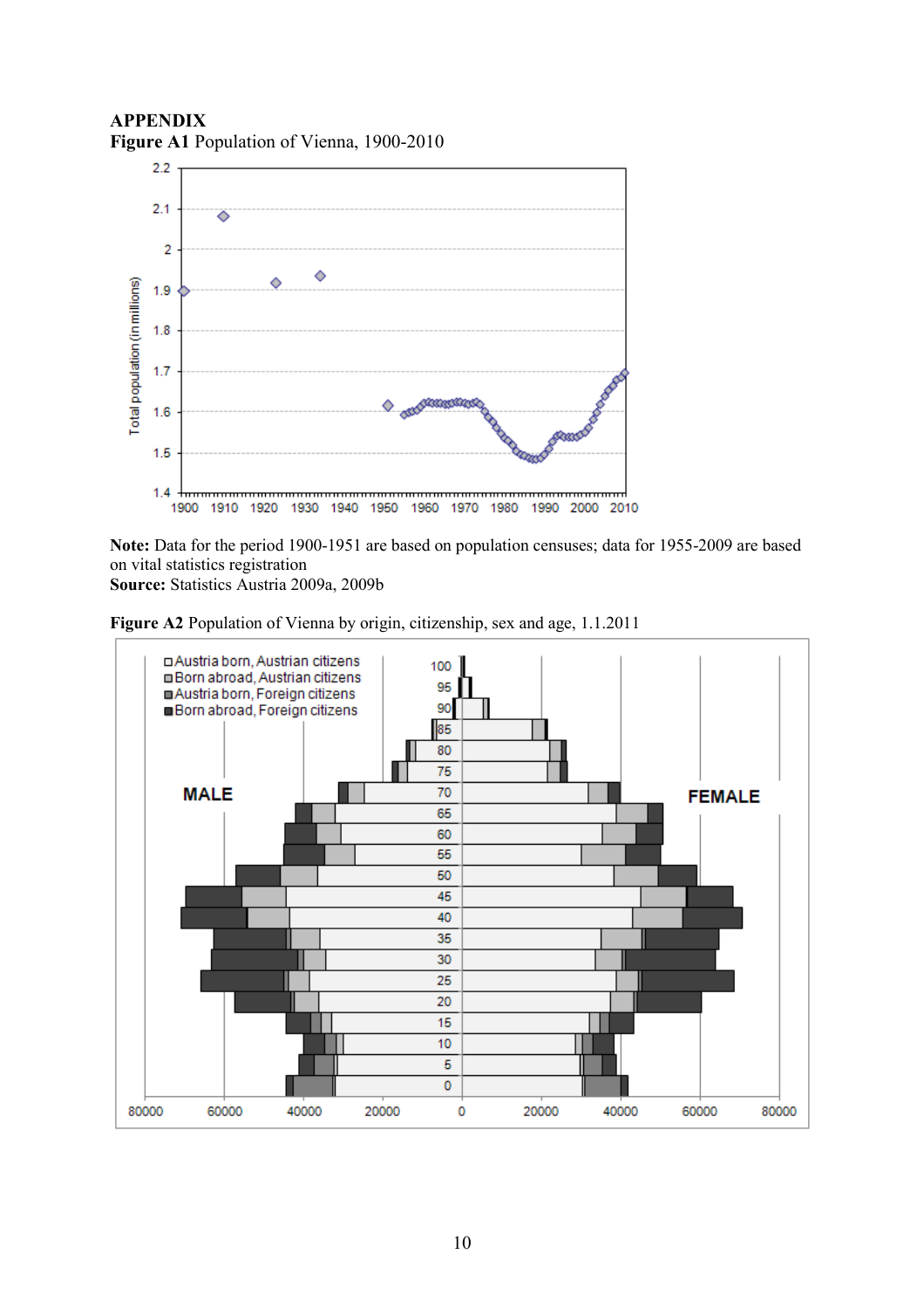# APPENDIX

**Figure A1** Population of Vienna, 1900-2010

Total population (in millions)

2.2
2.1
2
1.9
1.8
1.7
1.6
1.5
1.4

1900 1910 1920 1930 1940 1950 1960 1970 1980 1990 2000 2010

**Note:** Data for the period 1900-1951 are based on population censuses; data for 1955-2009 are based on vital statistics registration

**Source:** Statistics Austria 2009a, 2009b

**Figure A2** Population of Vienna by origin, citizenship, sex and age, 1.1.2011

Austria born, Austrian citizens
Born abroad, Austrian citizens
Austria born, Foreign citizens
Born abroad, Foreign citizens

MALE

FEMALE

100
95
90
85
80
75
70
65
60
55
50
45
40
35
30
25
20
15
10
5
0

80000 60000 40000 20000 0 20000 40000 60000 80000